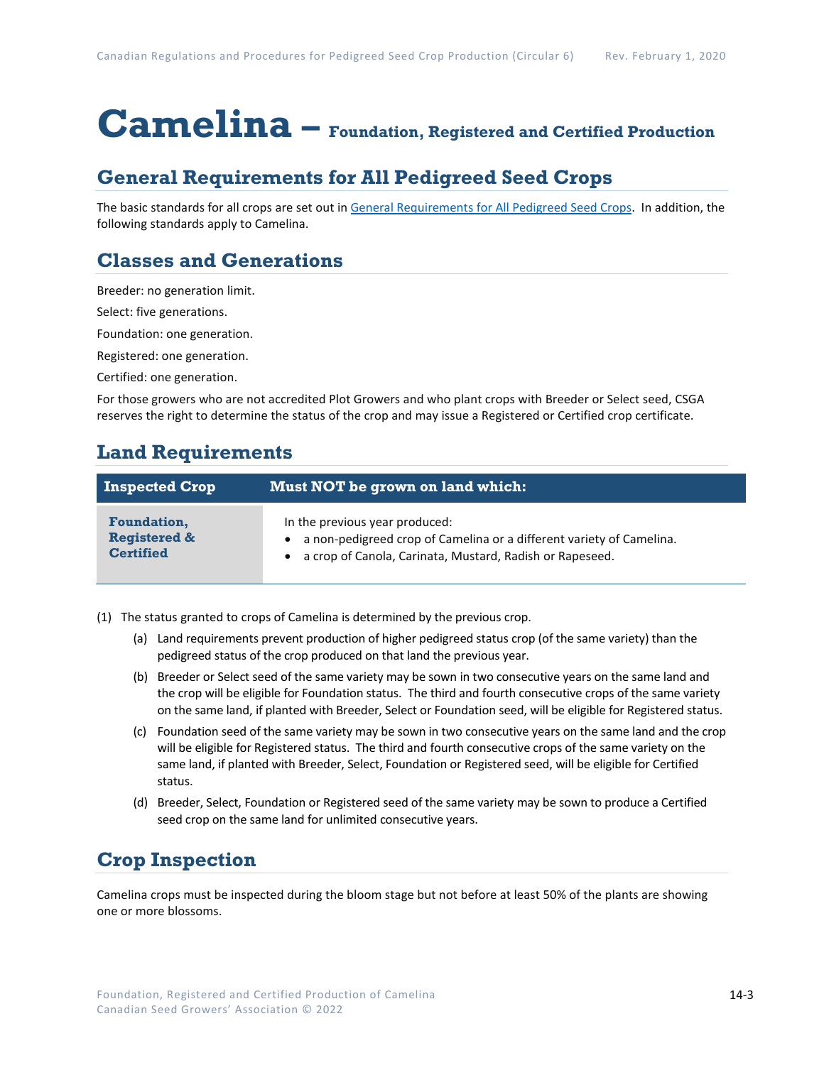# Camelina – Foundation, Registered and Certified Production

## General Requirements for All Pedigreed Seed Crops

The basic standards for all crops are set out in General Requirements for All Pedigreed Seed Crops. In addition, the following standards apply to Camelina.

## Classes and Generations

Breeder: no generation limit.

Select: five generations.

Foundation: one generation.

Registered: one generation.

Certified: one generation.

For those growers who are not accredited Plot Growers and who plant crops with Breeder or Select seed, CSGA reserves the right to determine the status of the crop and may issue a Registered or Certified crop certificate.

## Land Requirements

| Inspected Crop | Must NOT be grown on land which: |
|---|---|
| **Foundation, Registered & Certified** | In the previous year produced:<br>• a non-pedigreed crop of Camelina or a different variety of Camelina.<br>• a crop of Canola, Carinata, Mustard, Radish or Rapeseed. |

(1) The status granted to crops of Camelina is determined by the previous crop.

(a) Land requirements prevent production of higher pedigreed status crop (of the same variety) than the pedigreed status of the crop produced on that land the previous year.

(b) Breeder or Select seed of the same variety may be sown in two consecutive years on the same land and the crop will be eligible for Foundation status. The third and fourth consecutive crops of the same variety on the same land, if planted with Breeder, Select or Foundation seed, will be eligible for Registered status.

(c) Foundation seed of the same variety may be sown in two consecutive years on the same land and the crop will be eligible for Registered status. The third and fourth consecutive crops of the same variety on the same land, if planted with Breeder, Select, Foundation or Registered seed, will be eligible for Certified status.

(d) Breeder, Select, Foundation or Registered seed of the same variety may be sown to produce a Certified seed crop on the same land for unlimited consecutive years.

## Crop Inspection

Camelina crops must be inspected during the bloom stage but not before at least 50% of the plants are showing one or more blossoms.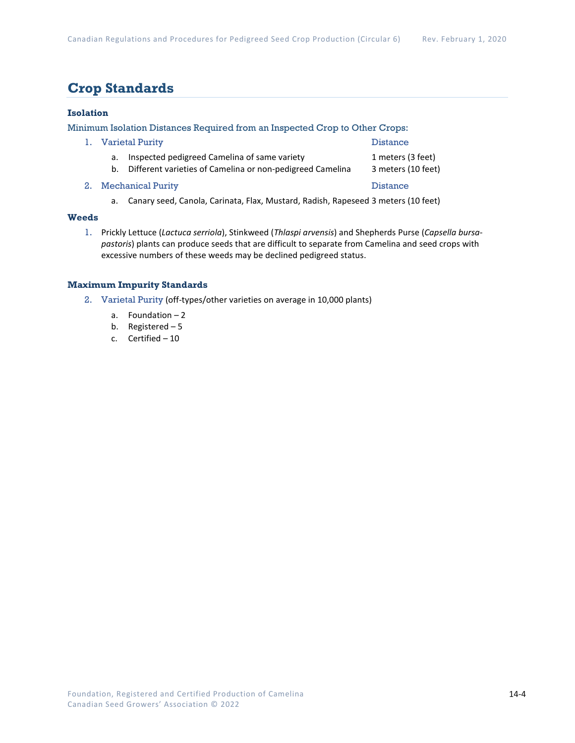# Crop Standards

### Isolation

Minimum Isolation Distances Required from an Inspected Crop to Other Crops:

| | |
|---|---|
| 1. Varietal Purity | Distance |
| a. Inspected pedigreed Camelina of same variety | 1 meters (3 feet) |
| b. Different varieties of Camelina or non-pedigreed Camelina | 3 meters (10 feet) |
| 2. Mechanical Purity | Distance |
| a. Canary seed, Canola, Carinata, Flax, Mustard, Radish, Rapeseed | 3 meters (10 feet) |

### Weeds

1. Prickly Lettuce (*Lactuca serriola*), Stinkweed (*Thlaspi arvensis*) and Shepherds Purse (*Capsella bursa-pastoris*) plants can produce seeds that are difficult to separate from Camelina and seed crops with excessive numbers of these weeds may be declined pedigreed status.

### Maximum Impurity Standards

2. Varietal Purity (off-types/other varieties on average in 10,000 plants)
   a. Foundation – 2
   b. Registered – 5
   c. Certified – 10